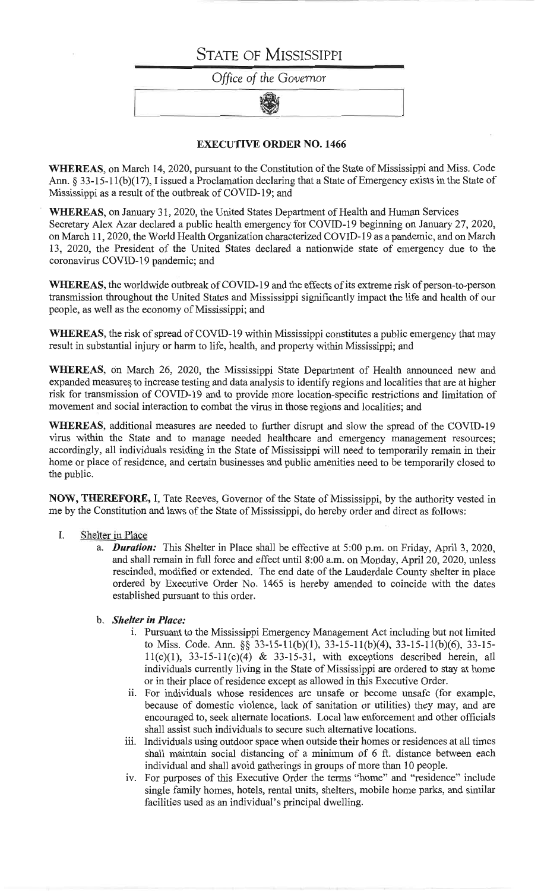# STATE OF MISSISSIPPI

*Office of the Governor*

## EXECUTIVE ORDER NO. 1466

**WHEREAS**, on March 14, 2020, pursuant to the Constitution of the State of Mississippi and Miss. Code Ann. § 33-15-11(b)(17), I issued a Proclamation declaring that a State of Emergency exists in the State of Mississippi as a result of the outbreak of COVID-19; and

**WHEREAS**, on January 31, 2020, the United States Department of Health and Human Services Secretary Alex Azar declared a public health emergency for COVID-19 beginning on January 27, 2020, on March 11, 2020, the World Health Organization characterized COVID-19 as a pandemic, and on March 13, 2020, the President of the United States declared a nationwide state of emergency due to the coronavirus COVID-19 pandemic; and

**WHEREAS**, the worldwide outbreak of COVID-19 and the effects of its extreme risk of person-to-person transmission throughout the United States and Mississippi significantly impact the life and health of our people, as well as the economy of Mississippi; and

**WHEREAS**, the risk of spread of COVID-19 within Mississippi constitutes a public emergency that may result in substantial injury or harm to life, health, and property within Mississippi; and

**WHEREAS**, on March 26, 2020, the Mississippi State Department of Health announced new and expanded measures to increase testing and data analysis to identify regions and localities that are at higher risk for transmission of COVID-19 and to provide more location-specific restrictions and limitation of movement and social interaction to combat the virus in those regions and localities; and

**WHEREAS**, additional measures are needed to further disrupt and slow the spread of the COVID-19 virus within the State and to manage needed healthcare and emergency management resources; accordingly, all individuals residing in the State of Mississippi will need to temporarily remain in their home or place of residence, and certain businesses and public amenities need to be temporarily closed to the public.

**NOW, THEREFORE,** I, Tate Reeves, Governor of the State of Mississippi, by the authority vested in me by the Constitution and laws of the State of Mississippi, do hereby order and direct as follows:

I. Shelter in Place

a. ***Duration:*** This Shelter in Place shall be effective at 5:00 p.m. on Friday, April 3, 2020, and shall remain in full force and effect until 8:00 a.m. on Monday, April 20, 2020, unless rescinded, modified or extended. The end date of the Lauderdale County shelter in place ordered by Executive Order No. 1465 is hereby amended to coincide with the dates established pursuant to this order.

b. ***Shelter in Place:***

i. Pursuant to the Mississippi Emergency Management Act including but not limited to Miss. Code. Ann. §§ 33-15-11(b)(1), 33-15-11(b)(4), 33-15-11(b)(6), 33-15-11(c)(1), 33-15-11(c)(4) & 33-15-31, with exceptions described herein, all individuals currently living in the State of Mississippi are ordered to stay at home or in their place of residence except as allowed in this Executive Order.

ii. For individuals whose residences are unsafe or become unsafe (for example, because of domestic violence, lack of sanitation or utilities) they may, and are encouraged to, seek alternate locations. Local law enforcement and other officials shall assist such individuals to secure such alternative locations.

iii. Individuals using outdoor space when outside their homes or residences at all times shall maintain social distancing of a minimum of 6 ft. distance between each individual and shall avoid gatherings in groups of more than 10 people.

iv. For purposes of this Executive Order the terms "home" and "residence" include single family homes, hotels, rental units, shelters, mobile home parks, and similar facilities used as an individual's principal dwelling.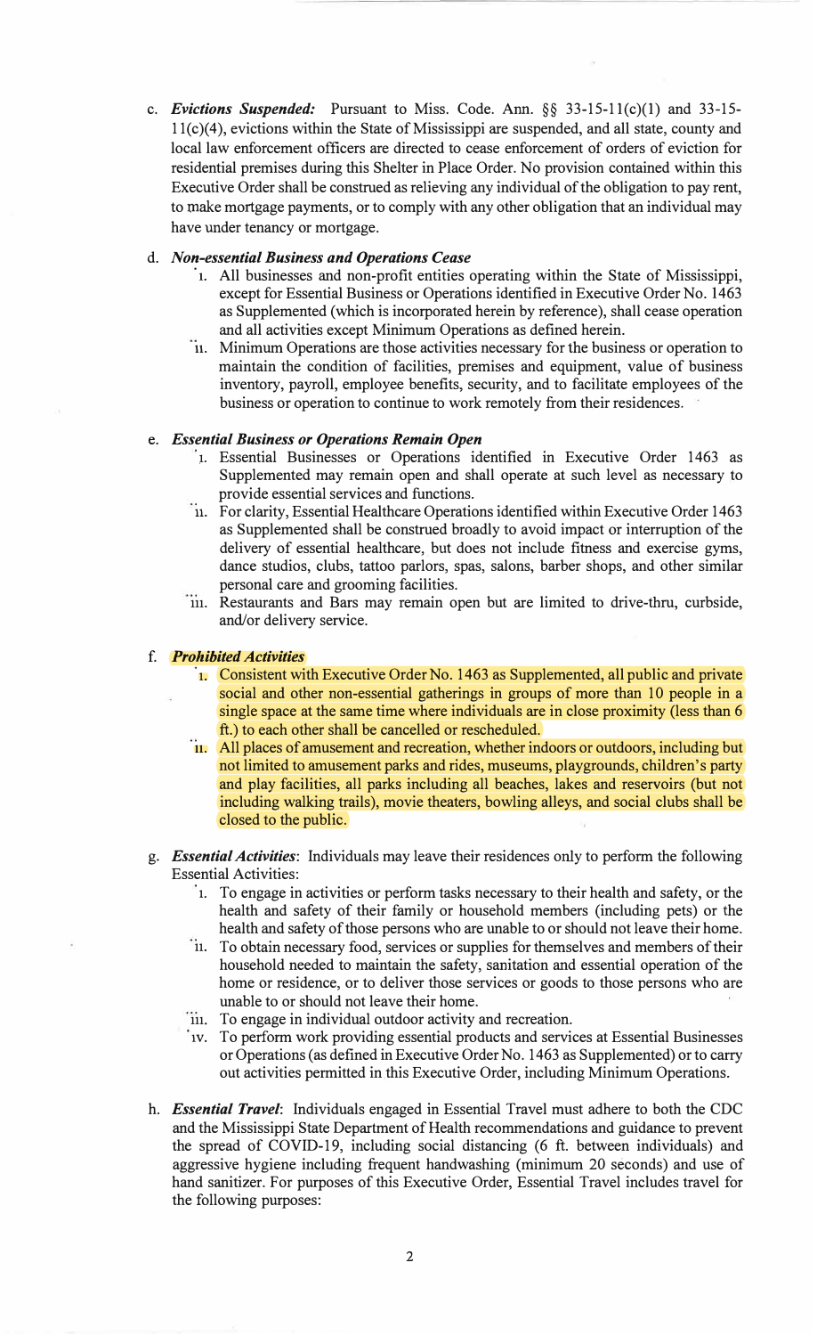c. ***Evictions Suspended:*** Pursuant to Miss. Code. Ann. §§ 33-15-11(c)(1) and 33-15-11(c)(4), evictions within the State of Mississippi are suspended, and all state, county and local law enforcement officers are directed to cease enforcement of orders of eviction for residential premises during this Shelter in Place Order. No provision contained within this Executive Order shall be construed as relieving any individual of the obligation to pay rent, to make mortgage payments, or to comply with any other obligation that an individual may have under tenancy or mortgage.

d. ***Non-essential Business and Operations Cease***

   i. All businesses and non-profit entities operating within the State of Mississippi, except for Essential Business or Operations identified in Executive Order No. 1463 as Supplemented (which is incorporated herein by reference), shall cease operation and all activities except Minimum Operations as defined herein.

   ii. Minimum Operations are those activities necessary for the business or operation to maintain the condition of facilities, premises and equipment, value of business inventory, payroll, employee benefits, security, and to facilitate employees of the business or operation to continue to work remotely from their residences.

e. ***Essential Business or Operations Remain Open***

   i. Essential Businesses or Operations identified in Executive Order 1463 as Supplemented may remain open and shall operate at such level as necessary to provide essential services and functions.

   ii. For clarity, Essential Healthcare Operations identified within Executive Order 1463 as Supplemented shall be construed broadly to avoid impact or interruption of the delivery of essential healthcare, but does not include fitness and exercise gyms, dance studios, clubs, tattoo parlors, spas, salons, barber shops, and other similar personal care and grooming facilities.

   iii. Restaurants and Bars may remain open but are limited to drive-thru, curbside, and/or delivery service.

f. ***Prohibited Activities***

   i. Consistent with Executive Order No. 1463 as Supplemented, all public and private social and other non-essential gatherings in groups of more than 10 people in a single space at the same time where individuals are in close proximity (less than 6 ft.) to each other shall be cancelled or rescheduled.

   ii. All places of amusement and recreation, whether indoors or outdoors, including but not limited to amusement parks and rides, museums, playgrounds, children's party and play facilities, all parks including all beaches, lakes and reservoirs (but not including walking trails), movie theaters, bowling alleys, and social clubs shall be closed to the public.

g. ***Essential Activities***: Individuals may leave their residences only to perform the following Essential Activities:

   i. To engage in activities or perform tasks necessary to their health and safety, or the health and safety of their family or household members (including pets) or the health and safety of those persons who are unable to or should not leave their home.

   ii. To obtain necessary food, services or supplies for themselves and members of their household needed to maintain the safety, sanitation and essential operation of the home or residence, or to deliver those services or goods to those persons who are unable to or should not leave their home.

   iii. To engage in individual outdoor activity and recreation.

   iv. To perform work providing essential products and services at Essential Businesses or Operations (as defined in Executive Order No. 1463 as Supplemented) or to carry out activities permitted in this Executive Order, including Minimum Operations.

h. ***Essential Travel***: Individuals engaged in Essential Travel must adhere to both the CDC and the Mississippi State Department of Health recommendations and guidance to prevent the spread of COVID-19, including social distancing (6 ft. between individuals) and aggressive hygiene including frequent handwashing (minimum 20 seconds) and use of hand sanitizer. For purposes of this Executive Order, Essential Travel includes travel for the following purposes: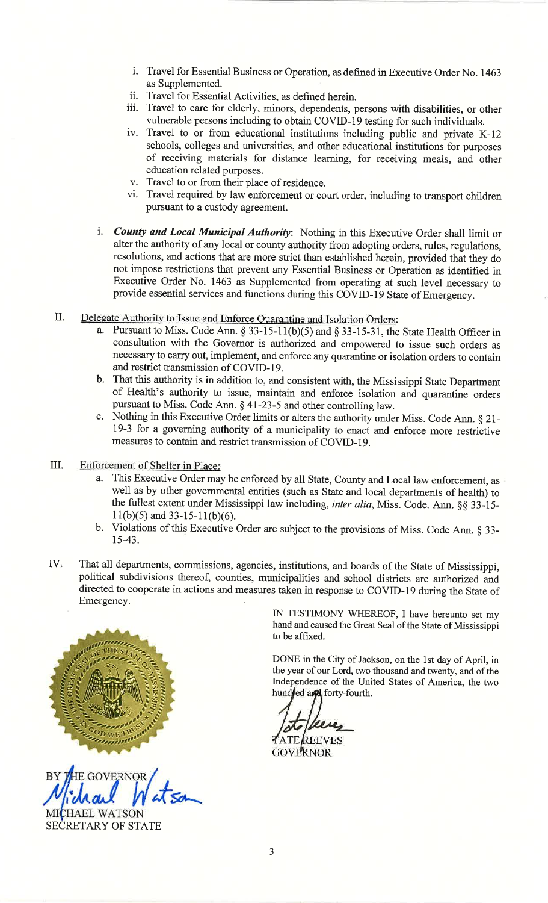i. Travel for Essential Business or Operation, as defined in Executive Order No. 1463 as Supplemented.
ii. Travel for Essential Activities, as defined herein.
iii. Travel to care for elderly, minors, dependents, persons with disabilities, or other vulnerable persons including to obtain COVID-19 testing for such individuals.
iv. Travel to or from educational institutions including public and private K-12 schools, colleges and universities, and other educational institutions for purposes of receiving materials for distance learning, for receiving meals, and other education related purposes.
v. Travel to or from their place of residence.
vi. Travel required by law enforcement or court order, including to transport children pursuant to a custody agreement.

i. ***County and Local Municipal Authority***: Nothing in this Executive Order shall limit or alter the authority of any local or county authority from adopting orders, rules, regulations, resolutions, and actions that are more strict than established herein, provided that they do not impose restrictions that prevent any Essential Business or Operation as identified in Executive Order No. 1463 as Supplemented from operating at such level necessary to provide essential services and functions during this COVID-19 State of Emergency.

II. Delegate Authority to Issue and Enforce Quarantine and Isolation Orders:

a. Pursuant to Miss. Code Ann. § 33-15-11(b)(5) and § 33-15-31, the State Health Officer in consultation with the Governor is authorized and empowered to issue such orders as necessary to carry out, implement, and enforce any quarantine or isolation orders to contain and restrict transmission of COVID-19.
b. That this authority is in addition to, and consistent with, the Mississippi State Department of Health's authority to issue, maintain and enforce isolation and quarantine orders pursuant to Miss. Code Ann. § 41-23-5 and other controlling law.
c. Nothing in this Executive Order limits or alters the authority under Miss. Code Ann. § 21-19-3 for a governing authority of a municipality to enact and enforce more restrictive measures to contain and restrict transmission of COVID-19.

III. Enforcement of Shelter in Place:

a. This Executive Order may be enforced by all State, County and Local law enforcement, as well as by other governmental entities (such as State and local departments of health) to the fullest extent under Mississippi law including, *inter alia*, Miss. Code. Ann. §§ 33-15-11(b)(5) and 33-15-11(b)(6).
b. Violations of this Executive Order are subject to the provisions of Miss. Code Ann. § 33-15-43.

IV. That all departments, commissions, agencies, institutions, and boards of the State of Mississippi, political subdivisions thereof, counties, municipalities and school districts are authorized and directed to cooperate in actions and measures taken in response to COVID-19 during the State of Emergency.

IN TESTIMONY WHEREOF, I have hereunto set my hand and caused the Great Seal of the State of Mississippi to be affixed.

DONE in the City of Jackson, on the 1st day of April, in the year of our Lord, two thousand and twenty, and of the Independence of the United States of America, the two hundred and forty-fourth.

TATE REEVES
GOVERNOR

BY THE GOVERNOR

MICHAEL WATSON
SECRETARY OF STATE